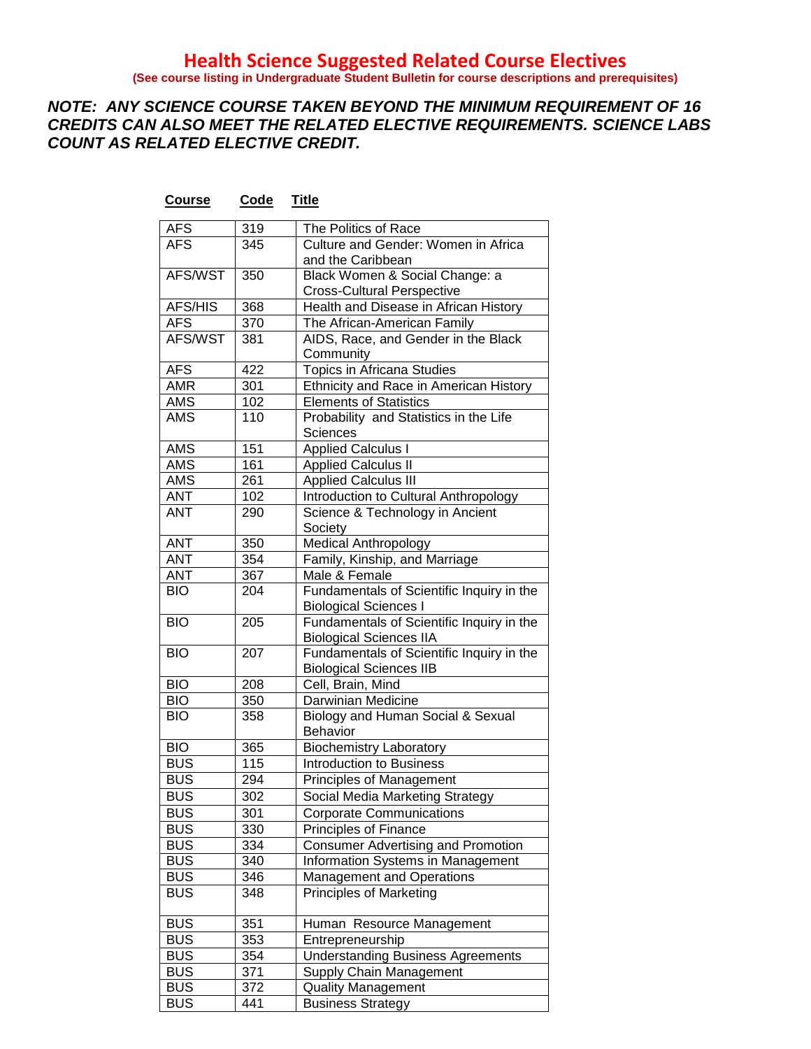# Health Science Suggested Related Course Electives

**(See course listing in Undergraduate Student Bulletin for course descriptions and prerequisites)**

***NOTE: ANY SCIENCE COURSE TAKEN BEYOND THE MINIMUM REQUIREMENT OF 16 CREDITS CAN ALSO MEET THE RELATED ELECTIVE REQUIREMENTS. SCIENCE LABS COUNT AS RELATED ELECTIVE CREDIT.***

| Course | Code | Title |
|---|---|---|
| AFS | 319 | The Politics of Race |
| AFS | 345 | Culture and Gender: Women in Africa and the Caribbean |
| AFS/WST | 350 | Black Women & Social Change: a Cross-Cultural Perspective |
| AFS/HIS | 368 | Health and Disease in African History |
| AFS | 370 | The African-American Family |
| AFS/WST | 381 | AIDS, Race, and Gender in the Black Community |
| AFS | 422 | Topics in Africana Studies |
| AMR | 301 | Ethnicity and Race in American History |
| AMS | 102 | Elements of Statistics |
| AMS | 110 | Probability and Statistics in the Life Sciences |
| AMS | 151 | Applied Calculus I |
| AMS | 161 | Applied Calculus II |
| AMS | 261 | Applied Calculus III |
| ANT | 102 | Introduction to Cultural Anthropology |
| ANT | 290 | Science & Technology in Ancient Society |
| ANT | 350 | Medical Anthropology |
| ANT | 354 | Family, Kinship, and Marriage |
| ANT | 367 | Male & Female |
| BIO | 204 | Fundamentals of Scientific Inquiry in the Biological Sciences I |
| BIO | 205 | Fundamentals of Scientific Inquiry in the Biological Sciences IIA |
| BIO | 207 | Fundamentals of Scientific Inquiry in the Biological Sciences IIB |
| BIO | 208 | Cell, Brain, Mind |
| BIO | 350 | Darwinian Medicine |
| BIO | 358 | Biology and Human Social & Sexual Behavior |
| BIO | 365 | Biochemistry Laboratory |
| BUS | 115 | Introduction to Business |
| BUS | 294 | Principles of Management |
| BUS | 302 | Social Media Marketing Strategy |
| BUS | 301 | Corporate Communications |
| BUS | 330 | Principles of Finance |
| BUS | 334 | Consumer Advertising and Promotion |
| BUS | 340 | Information Systems in Management |
| BUS | 346 | Management and Operations |
| BUS | 348 | Principles of Marketing |
| BUS | 351 | Human Resource Management |
| BUS | 353 | Entrepreneurship |
| BUS | 354 | Understanding Business Agreements |
| BUS | 371 | Supply Chain Management |
| BUS | 372 | Quality Management |
| BUS | 441 | Business Strategy |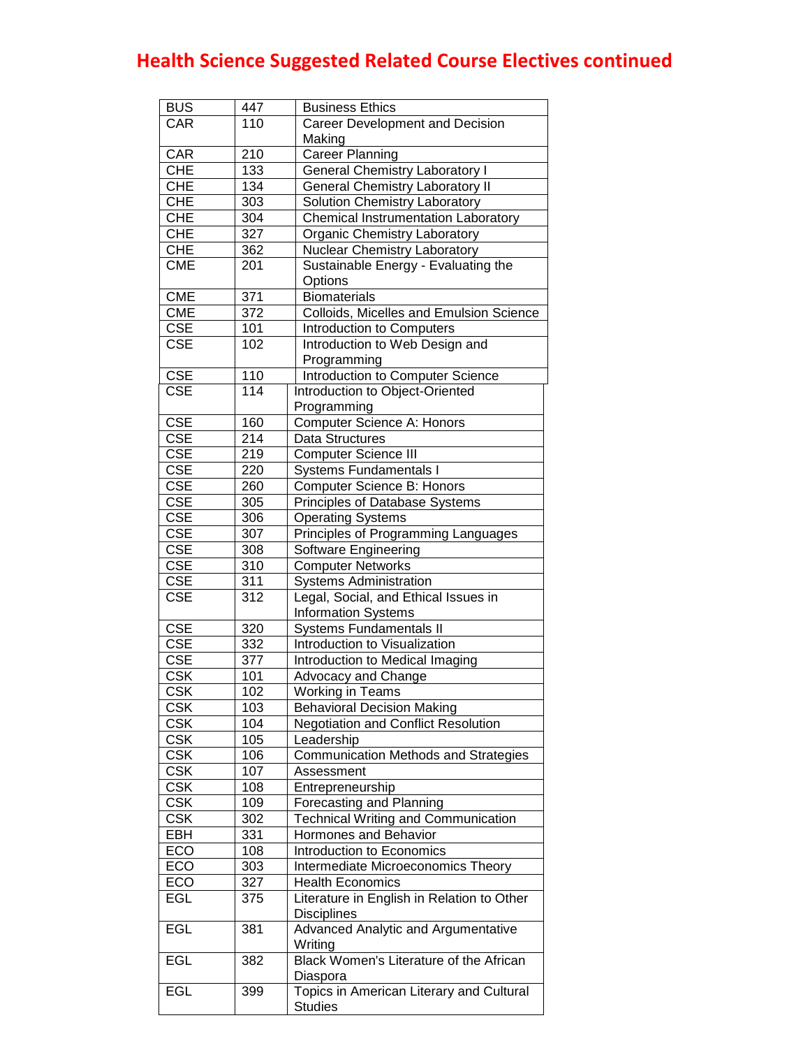# Health Science Suggested Related Course Electives continued

| | | |
|---|---|---|
| BUS | 447 | Business Ethics |
| CAR | 110 | Career Development and Decision Making |
| CAR | 210 | Career Planning |
| CHE | 133 | General Chemistry Laboratory I |
| CHE | 134 | General Chemistry Laboratory II |
| CHE | 303 | Solution Chemistry Laboratory |
| CHE | 304 | Chemical Instrumentation Laboratory |
| CHE | 327 | Organic Chemistry Laboratory |
| CHE | 362 | Nuclear Chemistry Laboratory |
| CME | 201 | Sustainable Energy - Evaluating the Options |
| CME | 371 | Biomaterials |
| CME | 372 | Colloids, Micelles and Emulsion Science |
| CSE | 101 | Introduction to Computers |
| CSE | 102 | Introduction to Web Design and Programming |
| CSE | 110 | Introduction to Computer Science |
| CSE | 114 | Introduction to Object-Oriented Programming |
| CSE | 160 | Computer Science A: Honors |
| CSE | 214 | Data Structures |
| CSE | 219 | Computer Science III |
| CSE | 220 | Systems Fundamentals I |
| CSE | 260 | Computer Science B: Honors |
| CSE | 305 | Principles of Database Systems |
| CSE | 306 | Operating Systems |
| CSE | 307 | Principles of Programming Languages |
| CSE | 308 | Software Engineering |
| CSE | 310 | Computer Networks |
| CSE | 311 | Systems Administration |
| CSE | 312 | Legal, Social, and Ethical Issues in Information Systems |
| CSE | 320 | Systems Fundamentals II |
| CSE | 332 | Introduction to Visualization |
| CSE | 377 | Introduction to Medical Imaging |
| CSK | 101 | Advocacy and Change |
| CSK | 102 | Working in Teams |
| CSK | 103 | Behavioral Decision Making |
| CSK | 104 | Negotiation and Conflict Resolution |
| CSK | 105 | Leadership |
| CSK | 106 | Communication Methods and Strategies |
| CSK | 107 | Assessment |
| CSK | 108 | Entrepreneurship |
| CSK | 109 | Forecasting and Planning |
| CSK | 302 | Technical Writing and Communication |
| EBH | 331 | Hormones and Behavior |
| ECO | 108 | Introduction to Economics |
| ECO | 303 | Intermediate Microeconomics Theory |
| ECO | 327 | Health Economics |
| EGL | 375 | Literature in English in Relation to Other Disciplines |
| EGL | 381 | Advanced Analytic and Argumentative Writing |
| EGL | 382 | Black Women's Literature of the African Diaspora |
| EGL | 399 | Topics in American Literary and Cultural Studies |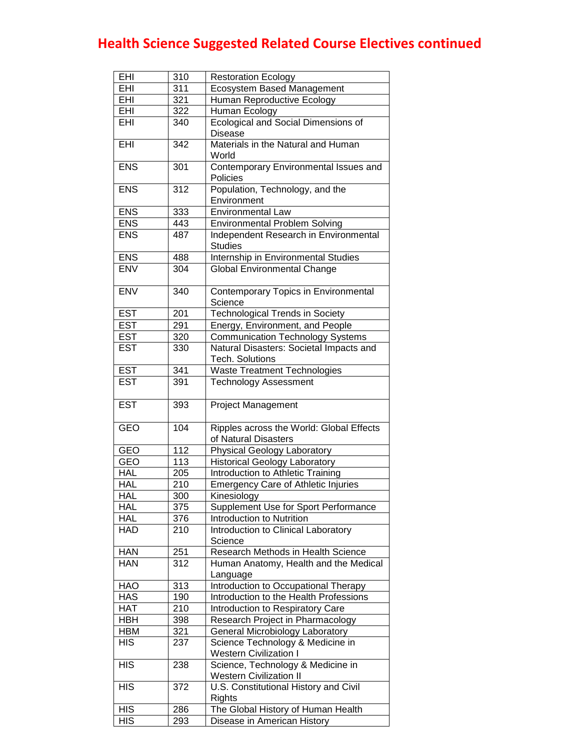# Health Science Suggested Related Course Electives continued

| | | |
|---|---|---|
| EHI | 310 | Restoration Ecology |
| EHI | 311 | Ecosystem Based Management |
| EHI | 321 | Human Reproductive Ecology |
| EHI | 322 | Human Ecology |
| EHI | 340 | Ecological and Social Dimensions of Disease |
| EHI | 342 | Materials in the Natural and Human World |
| ENS | 301 | Contemporary Environmental Issues and Policies |
| ENS | 312 | Population, Technology, and the Environment |
| ENS | 333 | Environmental Law |
| ENS | 443 | Environmental Problem Solving |
| ENS | 487 | Independent Research in Environmental Studies |
| ENS | 488 | Internship in Environmental Studies |
| ENV | 304 | Global Environmental Change |
| ENV | 340 | Contemporary Topics in Environmental Science |
| EST | 201 | Technological Trends in Society |
| EST | 291 | Energy, Environment, and People |
| EST | 320 | Communication Technology Systems |
| EST | 330 | Natural Disasters: Societal Impacts and Tech. Solutions |
| EST | 341 | Waste Treatment Technologies |
| EST | 391 | Technology Assessment |
| EST | 393 | Project Management |
| GEO | 104 | Ripples across the World: Global Effects of Natural Disasters |
| GEO | 112 | Physical Geology Laboratory |
| GEO | 113 | Historical Geology Laboratory |
| HAL | 205 | Introduction to Athletic Training |
| HAL | 210 | Emergency Care of Athletic Injuries |
| HAL | 300 | Kinesiology |
| HAL | 375 | Supplement Use for Sport Performance |
| HAL | 376 | Introduction to Nutrition |
| HAD | 210 | Introduction to Clinical Laboratory Science |
| HAN | 251 | Research Methods in Health Science |
| HAN | 312 | Human Anatomy, Health and the Medical Language |
| HAO | 313 | Introduction to Occupational Therapy |
| HAS | 190 | Introduction to the Health Professions |
| HAT | 210 | Introduction to Respiratory Care |
| HBH | 398 | Research Project in Pharmacology |
| HBM | 321 | General Microbiology Laboratory |
| HIS | 237 | Science Technology & Medicine in Western Civilization I |
| HIS | 238 | Science, Technology & Medicine in Western Civilization II |
| HIS | 372 | U.S. Constitutional History and Civil Rights |
| HIS | 286 | The Global History of Human Health |
| HIS | 293 | Disease in American History |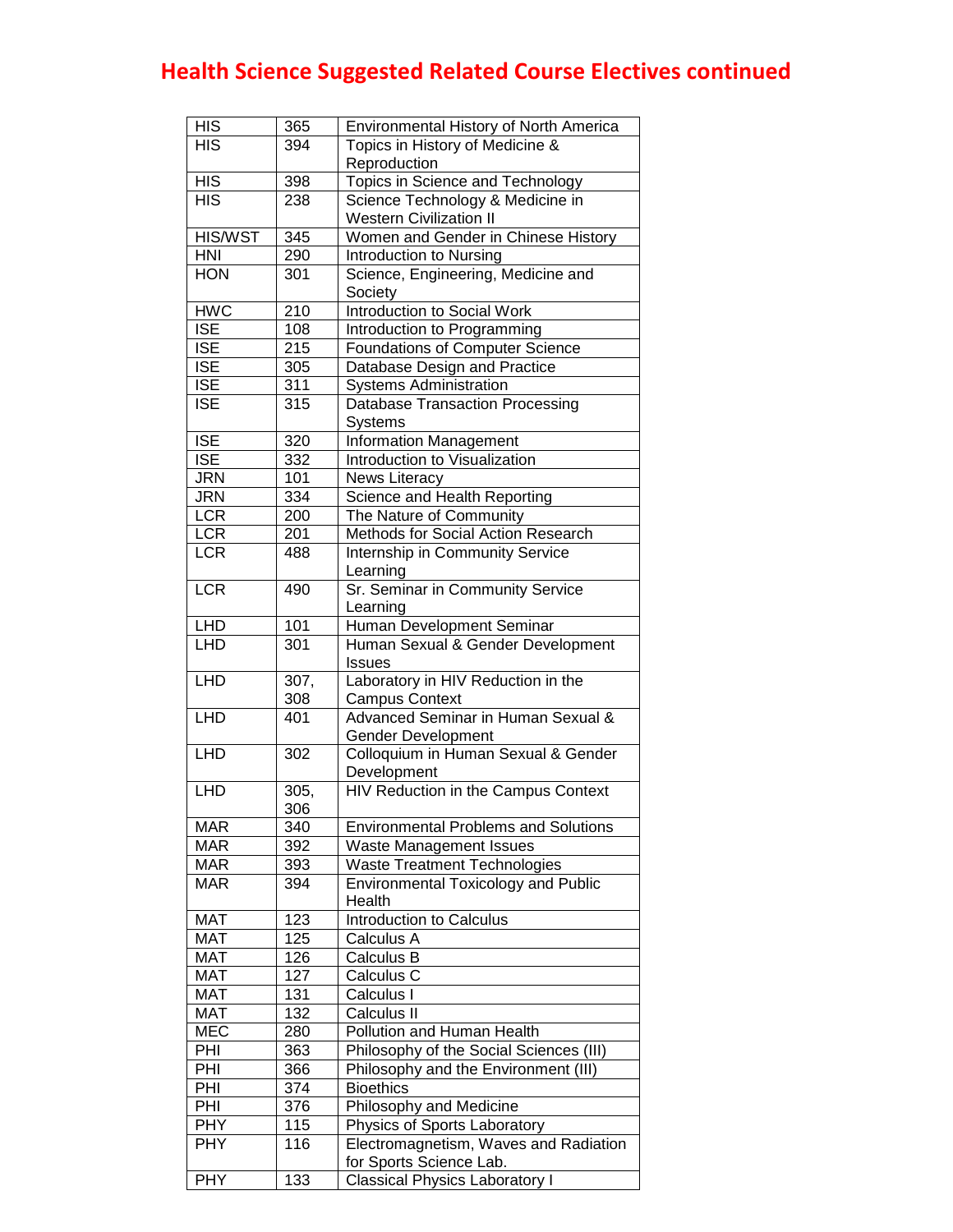# Health Science Suggested Related Course Electives continued

| | | |
|---|---|---|
| HIS | 365 | Environmental History of North America |
| HIS | 394 | Topics in History of Medicine & Reproduction |
| HIS | 398 | Topics in Science and Technology |
| HIS | 238 | Science Technology & Medicine in Western Civilization II |
| HIS/WST | 345 | Women and Gender in Chinese History |
| HNI | 290 | Introduction to Nursing |
| HON | 301 | Science, Engineering, Medicine and Society |
| HWC | 210 | Introduction to Social Work |
| ISE | 108 | Introduction to Programming |
| ISE | 215 | Foundations of Computer Science |
| ISE | 305 | Database Design and Practice |
| ISE | 311 | Systems Administration |
| ISE | 315 | Database Transaction Processing Systems |
| ISE | 320 | Information Management |
| ISE | 332 | Introduction to Visualization |
| JRN | 101 | News Literacy |
| JRN | 334 | Science and Health Reporting |
| LCR | 200 | The Nature of Community |
| LCR | 201 | Methods for Social Action Research |
| LCR | 488 | Internship in Community Service Learning |
| LCR | 490 | Sr. Seminar in Community Service Learning |
| LHD | 101 | Human Development Seminar |
| LHD | 301 | Human Sexual & Gender Development Issues |
| LHD | 307, 308 | Laboratory in HIV Reduction in the Campus Context |
| LHD | 401 | Advanced Seminar in Human Sexual & Gender Development |
| LHD | 302 | Colloquium in Human Sexual & Gender Development |
| LHD | 305, 306 | HIV Reduction in the Campus Context |
| MAR | 340 | Environmental Problems and Solutions |
| MAR | 392 | Waste Management Issues |
| MAR | 393 | Waste Treatment Technologies |
| MAR | 394 | Environmental Toxicology and Public Health |
| MAT | 123 | Introduction to Calculus |
| MAT | 125 | Calculus A |
| MAT | 126 | Calculus B |
| MAT | 127 | Calculus C |
| MAT | 131 | Calculus I |
| MAT | 132 | Calculus II |
| MEC | 280 | Pollution and Human Health |
| PHI | 363 | Philosophy of the Social Sciences (III) |
| PHI | 366 | Philosophy and the Environment (III) |
| PHI | 374 | Bioethics |
| PHI | 376 | Philosophy and Medicine |
| PHY | 115 | Physics of Sports Laboratory |
| PHY | 116 | Electromagnetism, Waves and Radiation for Sports Science Lab. |
| PHY | 133 | Classical Physics Laboratory I |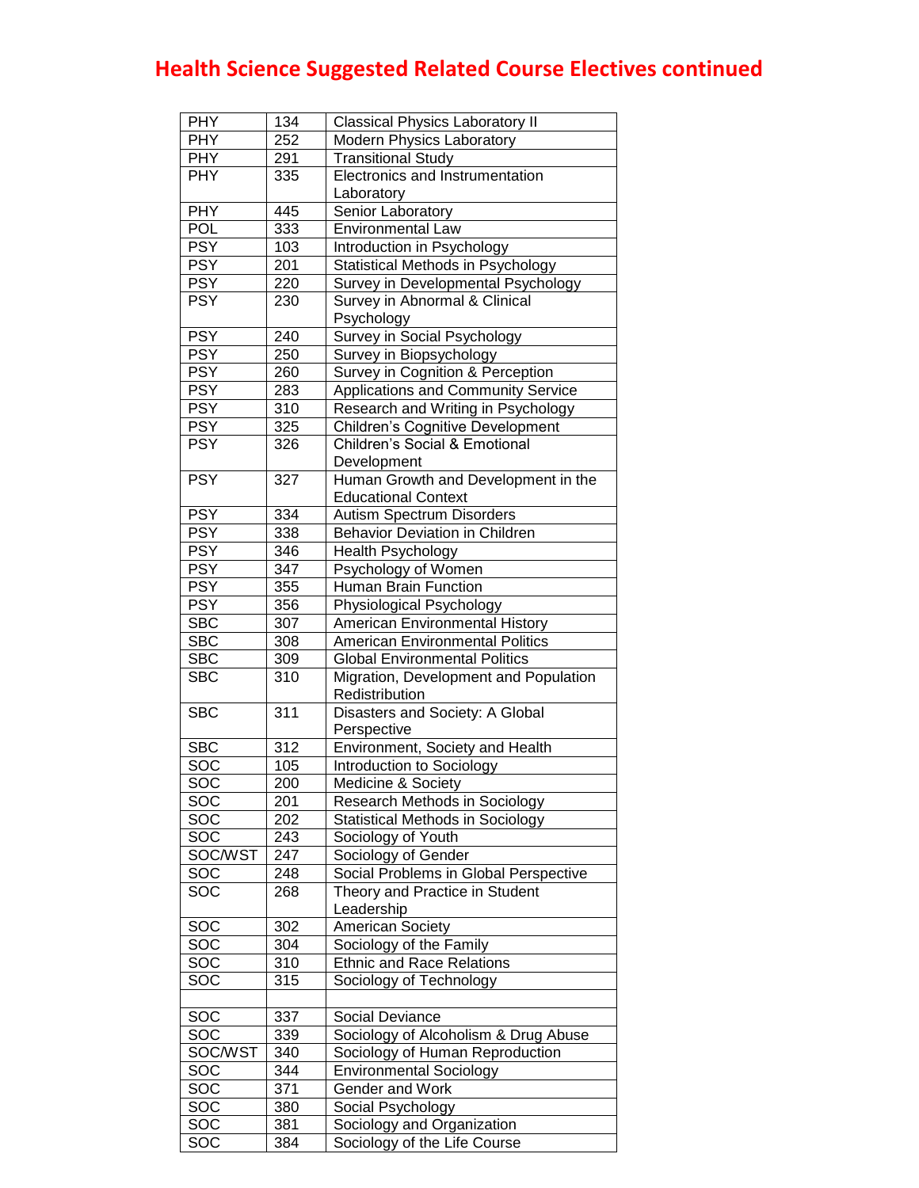# Health Science Suggested Related Course Electives continued

| | | |
|---|---|---|
| PHY | 134 | Classical Physics Laboratory II |
| PHY | 252 | Modern Physics Laboratory |
| PHY | 291 | Transitional Study |
| PHY | 335 | Electronics and Instrumentation Laboratory |
| PHY | 445 | Senior Laboratory |
| POL | 333 | Environmental Law |
| PSY | 103 | Introduction in Psychology |
| PSY | 201 | Statistical Methods in Psychology |
| PSY | 220 | Survey in Developmental Psychology |
| PSY | 230 | Survey in Abnormal & Clinical Psychology |
| PSY | 240 | Survey in Social Psychology |
| PSY | 250 | Survey in Biopsychology |
| PSY | 260 | Survey in Cognition & Perception |
| PSY | 283 | Applications and Community Service |
| PSY | 310 | Research and Writing in Psychology |
| PSY | 325 | Children's Cognitive Development |
| PSY | 326 | Children's Social & Emotional Development |
| PSY | 327 | Human Growth and Development in the Educational Context |
| PSY | 334 | Autism Spectrum Disorders |
| PSY | 338 | Behavior Deviation in Children |
| PSY | 346 | Health Psychology |
| PSY | 347 | Psychology of Women |
| PSY | 355 | Human Brain Function |
| PSY | 356 | Physiological Psychology |
| SBC | 307 | American Environmental History |
| SBC | 308 | American Environmental Politics |
| SBC | 309 | Global Environmental Politics |
| SBC | 310 | Migration, Development and Population Redistribution |
| SBC | 311 | Disasters and Society: A Global Perspective |
| SBC | 312 | Environment, Society and Health |
| SOC | 105 | Introduction to Sociology |
| SOC | 200 | Medicine & Society |
| SOC | 201 | Research Methods in Sociology |
| SOC | 202 | Statistical Methods in Sociology |
| SOC | 243 | Sociology of Youth |
| SOC/WST | 247 | Sociology of Gender |
| SOC | 248 | Social Problems in Global Perspective |
| SOC | 268 | Theory and Practice in Student Leadership |
| SOC | 302 | American Society |
| SOC | 304 | Sociology of the Family |
| SOC | 310 | Ethnic and Race Relations |
| SOC | 315 | Sociology of Technology |
| | | |
| SOC | 337 | Social Deviance |
| SOC | 339 | Sociology of Alcoholism & Drug Abuse |
| SOC/WST | 340 | Sociology of Human Reproduction |
| SOC | 344 | Environmental Sociology |
| SOC | 371 | Gender and Work |
| SOC | 380 | Social Psychology |
| SOC | 381 | Sociology and Organization |
| SOC | 384 | Sociology of the Life Course |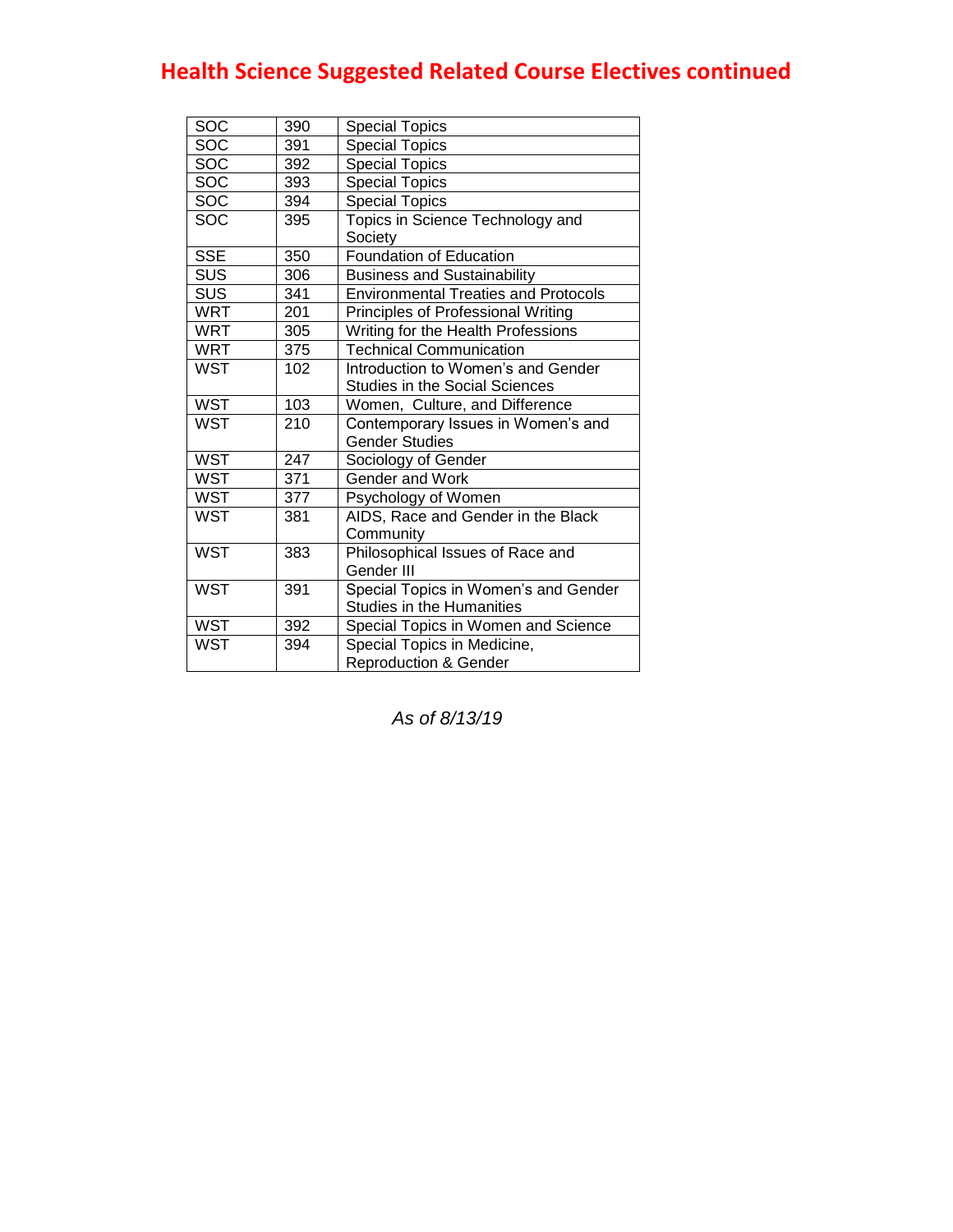# Health Science Suggested Related Course Electives continued

| | | |
|---|---|---|
| SOC | 390 | Special Topics |
| SOC | 391 | Special Topics |
| SOC | 392 | Special Topics |
| SOC | 393 | Special Topics |
| SOC | 394 | Special Topics |
| SOC | 395 | Topics in Science Technology and Society |
| SSE | 350 | Foundation of Education |
| SUS | 306 | Business and Sustainability |
| SUS | 341 | Environmental Treaties and Protocols |
| WRT | 201 | Principles of Professional Writing |
| WRT | 305 | Writing for the Health Professions |
| WRT | 375 | Technical Communication |
| WST | 102 | Introduction to Women's and Gender Studies in the Social Sciences |
| WST | 103 | Women, Culture, and Difference |
| WST | 210 | Contemporary Issues in Women's and Gender Studies |
| WST | 247 | Sociology of Gender |
| WST | 371 | Gender and Work |
| WST | 377 | Psychology of Women |
| WST | 381 | AIDS, Race and Gender in the Black Community |
| WST | 383 | Philosophical Issues of Race and Gender III |
| WST | 391 | Special Topics in Women's and Gender Studies in the Humanities |
| WST | 392 | Special Topics in Women and Science |
| WST | 394 | Special Topics in Medicine, Reproduction & Gender |

*As of 8/13/19*